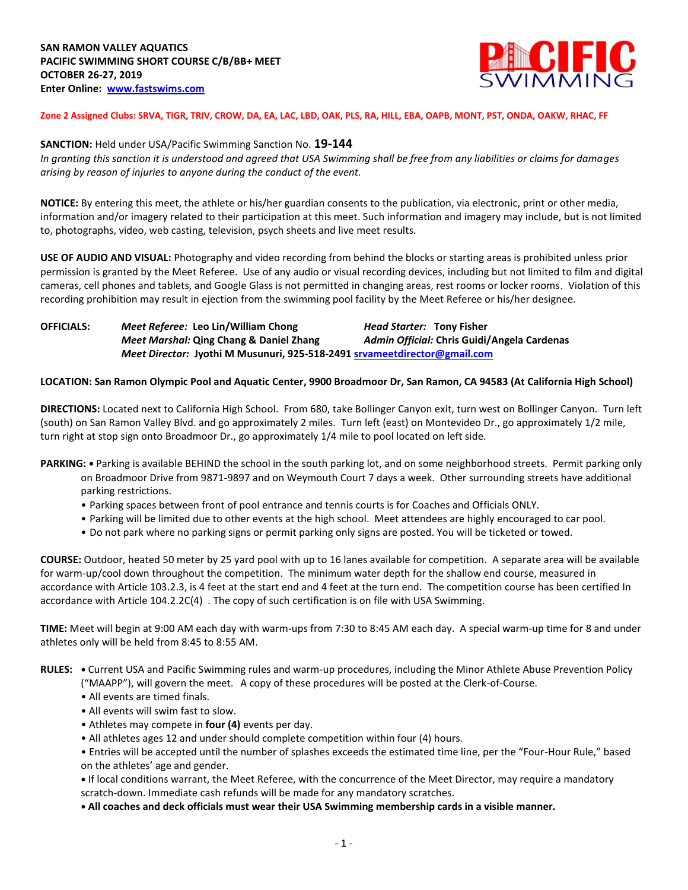**SAN RAMON VALLEY AQUATICS**
**PACIFIC SWIMMING SHORT COURSE C/B/BB+ MEET**
**OCTOBER 26-27, 2019**
**Enter Online: [www.fastswims.com](www.fastswims.com)**

**Zone 2 Assigned Clubs: SRVA, TIGR, TRIV, CROW, DA, EA, LAC, LBD, OAK, PLS, RA, HILL, EBA, OAPB, MONT, PST, ONDA, OAKW, RHAC, FF**

**SANCTION:** Held under USA/Pacific Swimming Sanction No. **19-144**
*In granting this sanction it is understood and agreed that USA Swimming shall be free from any liabilities or claims for damages arising by reason of injuries to anyone during the conduct of the event.*

**NOTICE:** By entering this meet, the athlete or his/her guardian consents to the publication, via electronic, print or other media, information and/or imagery related to their participation at this meet. Such information and imagery may include, but is not limited to, photographs, video, web casting, television, psych sheets and live meet results.

**USE OF AUDIO AND VISUAL:** Photography and video recording from behind the blocks or starting areas is prohibited unless prior permission is granted by the Meet Referee. Use of any audio or visual recording devices, including but not limited to film and digital cameras, cell phones and tablets, and Google Glass is not permitted in changing areas, rest rooms or locker rooms. Violation of this recording prohibition may result in ejection from the swimming pool facility by the Meet Referee or his/her designee.

**OFFICIALS:**
*Meet Referee:* **Leo Lin/William Chong**
*Head Starter:* **Tony Fisher**
*Meet Marshal:* **Qing Chang & Daniel Zhang**
*Admin Official:* **Chris Guidi/Angela Cardenas**
*Meet Director:* **Jyothi M Musunuri, 925-518-2491 [srvameetdirector@gmail.com](mailto:srvameetdirector@gmail.com)**

**LOCATION: San Ramon Olympic Pool and Aquatic Center, 9900 Broadmoor Dr, San Ramon, CA 94583 (At California High School)**

**DIRECTIONS:** Located next to California High School. From 680, take Bollinger Canyon exit, turn west on Bollinger Canyon. Turn left (south) on San Ramon Valley Blvd. and go approximately 2 miles. Turn left (east) on Montevideo Dr., go approximately 1/2 mile, turn right at stop sign onto Broadmoor Dr., go approximately 1/4 mile to pool located on left side.

**PARKING:**
- Parking is available BEHIND the school in the south parking lot, and on some neighborhood streets. Permit parking only on Broadmoor Drive from 9871-9897 and on Weymouth Court 7 days a week. Other surrounding streets have additional parking restrictions.
- Parking spaces between front of pool entrance and tennis courts is for Coaches and Officials ONLY.
- Parking will be limited due to other events at the high school. Meet attendees are highly encouraged to car pool.
- Do not park where no parking signs or permit parking only signs are posted. You will be ticketed or towed.

**COURSE:** Outdoor, heated 50 meter by 25 yard pool with up to 16 lanes available for competition. A separate area will be available for warm-up/cool down throughout the competition. The minimum water depth for the shallow end course, measured in accordance with Article 103.2.3, is 4 feet at the start end and 4 feet at the turn end. The competition course has been certified In accordance with Article 104.2.2C(4) . The copy of such certification is on file with USA Swimming.

**TIME:** Meet will begin at 9:00 AM each day with warm-ups from 7:30 to 8:45 AM each day. A special warm-up time for 8 and under athletes only will be held from 8:45 to 8:55 AM.

**RULES:**
- Current USA and Pacific Swimming rules and warm-up procedures, including the Minor Athlete Abuse Prevention Policy ("MAAPP"), will govern the meet. A copy of these procedures will be posted at the Clerk-of-Course.
- All events are timed finals.
- All events will swim fast to slow.
- Athletes may compete in **four (4)** events per day.
- All athletes ages 12 and under should complete competition within four (4) hours.
- Entries will be accepted until the number of splashes exceeds the estimated time line, per the "Four-Hour Rule," based on the athletes' age and gender.
- If local conditions warrant, the Meet Referee, with the concurrence of the Meet Director, may require a mandatory scratch-down. Immediate cash refunds will be made for any mandatory scratches.
- **All coaches and deck officials must wear their USA Swimming membership cards in a visible manner.**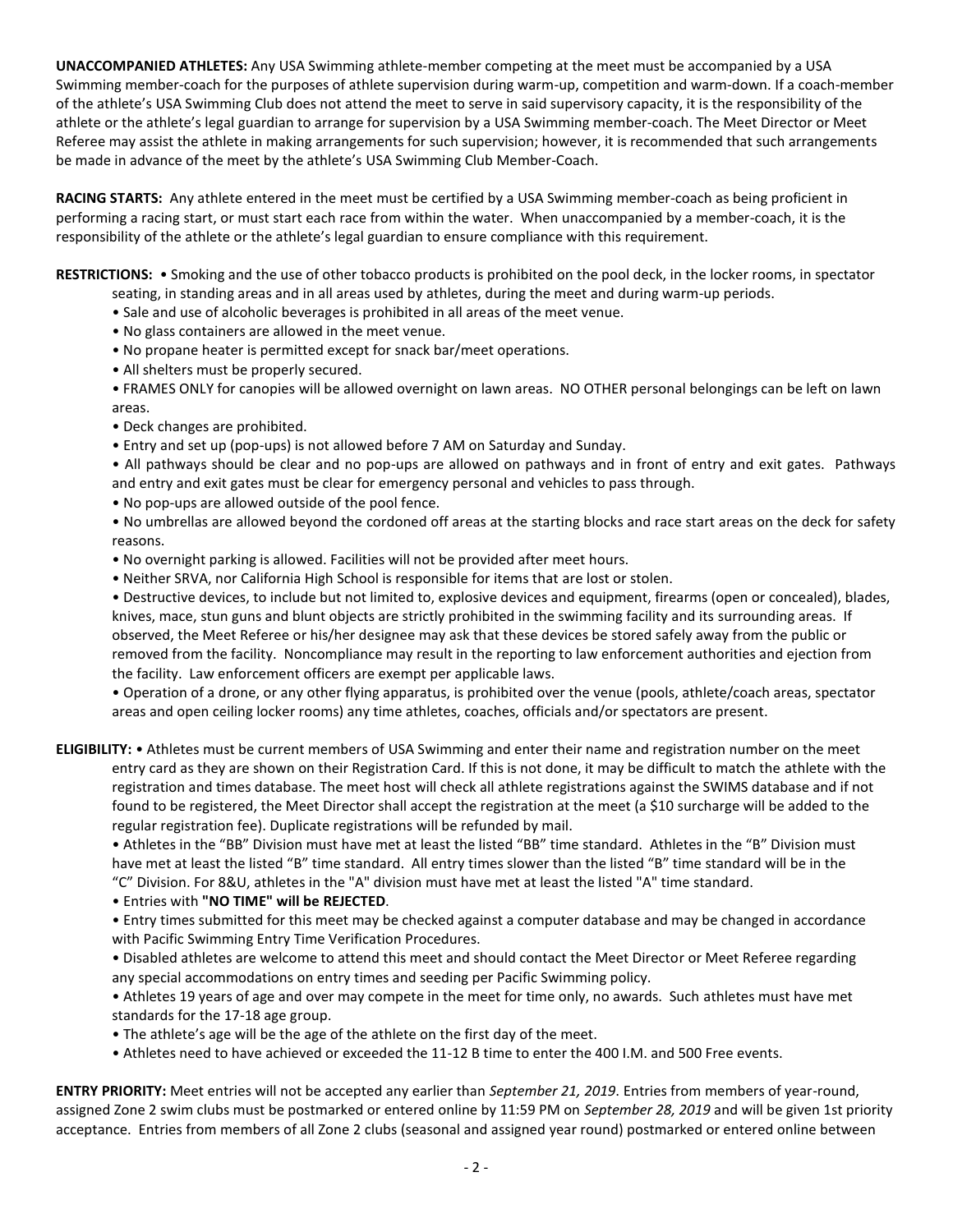**UNACCOMPANIED ATHLETES:** Any USA Swimming athlete-member competing at the meet must be accompanied by a USA Swimming member-coach for the purposes of athlete supervision during warm-up, competition and warm-down. If a coach-member of the athlete's USA Swimming Club does not attend the meet to serve in said supervisory capacity, it is the responsibility of the athlete or the athlete's legal guardian to arrange for supervision by a USA Swimming member-coach. The Meet Director or Meet Referee may assist the athlete in making arrangements for such supervision; however, it is recommended that such arrangements be made in advance of the meet by the athlete's USA Swimming Club Member-Coach.

**RACING STARTS:** Any athlete entered in the meet must be certified by a USA Swimming member-coach as being proficient in performing a racing start, or must start each race from within the water. When unaccompanied by a member-coach, it is the responsibility of the athlete or the athlete's legal guardian to ensure compliance with this requirement.

**RESTRICTIONS:**
- Smoking and the use of other tobacco products is prohibited on the pool deck, in the locker rooms, in spectator seating, in standing areas and in all areas used by athletes, during the meet and during warm-up periods.
- Sale and use of alcoholic beverages is prohibited in all areas of the meet venue.
- No glass containers are allowed in the meet venue.
- No propane heater is permitted except for snack bar/meet operations.
- All shelters must be properly secured.
- FRAMES ONLY for canopies will be allowed overnight on lawn areas. NO OTHER personal belongings can be left on lawn areas.
- Deck changes are prohibited.
- Entry and set up (pop-ups) is not allowed before 7 AM on Saturday and Sunday.
- All pathways should be clear and no pop-ups are allowed on pathways and in front of entry and exit gates. Pathways and entry and exit gates must be clear for emergency personal and vehicles to pass through.
- No pop-ups are allowed outside of the pool fence.
- No umbrellas are allowed beyond the cordoned off areas at the starting blocks and race start areas on the deck for safety reasons.
- No overnight parking is allowed. Facilities will not be provided after meet hours.
- Neither SRVA, nor California High School is responsible for items that are lost or stolen.
- Destructive devices, to include but not limited to, explosive devices and equipment, firearms (open or concealed), blades, knives, mace, stun guns and blunt objects are strictly prohibited in the swimming facility and its surrounding areas. If observed, the Meet Referee or his/her designee may ask that these devices be stored safely away from the public or removed from the facility. Noncompliance may result in the reporting to law enforcement authorities and ejection from the facility. Law enforcement officers are exempt per applicable laws.
- Operation of a drone, or any other flying apparatus, is prohibited over the venue (pools, athlete/coach areas, spectator areas and open ceiling locker rooms) any time athletes, coaches, officials and/or spectators are present.

**ELIGIBILITY:**
- Athletes must be current members of USA Swimming and enter their name and registration number on the meet entry card as they are shown on their Registration Card. If this is not done, it may be difficult to match the athlete with the registration and times database. The meet host will check all athlete registrations against the SWIMS database and if not found to be registered, the Meet Director shall accept the registration at the meet (a $10 surcharge will be added to the regular registration fee). Duplicate registrations will be refunded by mail.
- Athletes in the "BB" Division must have met at least the listed "BB" time standard. Athletes in the "B" Division must have met at least the listed "B" time standard. All entry times slower than the listed "B" time standard will be in the "C" Division. For 8&U, athletes in the "A" division must have met at least the listed "A" time standard.
- Entries with **"NO TIME" will be REJECTED**.
- Entry times submitted for this meet may be checked against a computer database and may be changed in accordance with Pacific Swimming Entry Time Verification Procedures.
- Disabled athletes are welcome to attend this meet and should contact the Meet Director or Meet Referee regarding any special accommodations on entry times and seeding per Pacific Swimming policy.
- Athletes 19 years of age and over may compete in the meet for time only, no awards. Such athletes must have met standards for the 17-18 age group.
- The athlete's age will be the age of the athlete on the first day of the meet.
- Athletes need to have achieved or exceeded the 11-12 B time to enter the 400 I.M. and 500 Free events.

**ENTRY PRIORITY:** Meet entries will not be accepted any earlier than *September 21, 2019*. Entries from members of year-round, assigned Zone 2 swim clubs must be postmarked or entered online by 11:59 PM on *September 28, 2019* and will be given 1st priority acceptance. Entries from members of all Zone 2 clubs (seasonal and assigned year round) postmarked or entered online between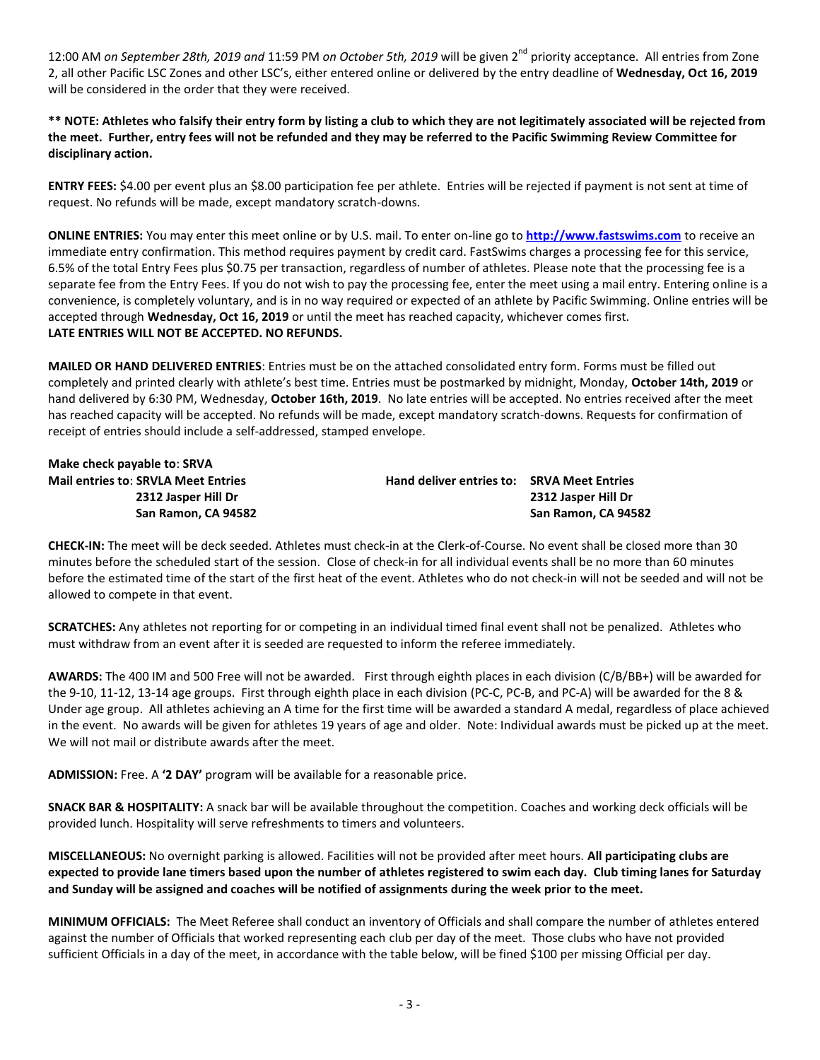12:00 AM *on September 28th, 2019 and* 11:59 PM *on October 5th, 2019* will be given 2nd priority acceptance. All entries from Zone 2, all other Pacific LSC Zones and other LSC's, either entered online or delivered by the entry deadline of **Wednesday, Oct 16, 2019** will be considered in the order that they were received.

**** NOTE: Athletes who falsify their entry form by listing a club to which they are not legitimately associated will be rejected from the meet. Further, entry fees will not be refunded and they may be referred to the Pacific Swimming Review Committee for disciplinary action.**

**ENTRY FEES:** $4.00 per event plus an $8.00 participation fee per athlete. Entries will be rejected if payment is not sent at time of request. No refunds will be made, except mandatory scratch-downs.

**ONLINE ENTRIES:** You may enter this meet online or by U.S. mail. To enter on-line go to **http://www.fastswims.com** to receive an immediate entry confirmation. This method requires payment by credit card. FastSwims charges a processing fee for this service, 6.5% of the total Entry Fees plus $0.75 per transaction, regardless of number of athletes. Please note that the processing fee is a separate fee from the Entry Fees. If you do not wish to pay the processing fee, enter the meet using a mail entry. Entering online is a convenience, is completely voluntary, and is in no way required or expected of an athlete by Pacific Swimming. Online entries will be accepted through **Wednesday, Oct 16, 2019** or until the meet has reached capacity, whichever comes first.
**LATE ENTRIES WILL NOT BE ACCEPTED. NO REFUNDS.**

**MAILED OR HAND DELIVERED ENTRIES**: Entries must be on the attached consolidated entry form. Forms must be filled out completely and printed clearly with athlete's best time. Entries must be postmarked by midnight, Monday, **October 14th, 2019** or hand delivered by 6:30 PM, Wednesday, **October 16th, 2019**. No late entries will be accepted. No entries received after the meet has reached capacity will be accepted. No refunds will be made, except mandatory scratch-downs. Requests for confirmation of receipt of entries should include a self-addressed, stamped envelope.

**Make check payable to**: **SRVA**
**Mail entries to**: **SRVLA Meet Entries**
**2312 Jasper Hill Dr**
**San Ramon, CA 94582**

**Hand deliver entries to: SRVA Meet Entries**
**2312 Jasper Hill Dr**
**San Ramon, CA 94582**

**CHECK-IN:** The meet will be deck seeded. Athletes must check-in at the Clerk-of-Course. No event shall be closed more than 30 minutes before the scheduled start of the session. Close of check-in for all individual events shall be no more than 60 minutes before the estimated time of the start of the first heat of the event. Athletes who do not check-in will not be seeded and will not be allowed to compete in that event.

**SCRATCHES:** Any athletes not reporting for or competing in an individual timed final event shall not be penalized. Athletes who must withdraw from an event after it is seeded are requested to inform the referee immediately.

**AWARDS:** The 400 IM and 500 Free will not be awarded. First through eighth places in each division (C/B/BB+) will be awarded for the 9-10, 11-12, 13-14 age groups. First through eighth place in each division (PC-C, PC-B, and PC-A) will be awarded for the 8 & Under age group. All athletes achieving an A time for the first time will be awarded a standard A medal, regardless of place achieved in the event. No awards will be given for athletes 19 years of age and older. Note: Individual awards must be picked up at the meet. We will not mail or distribute awards after the meet.

**ADMISSION:** Free. A **'2 DAY'** program will be available for a reasonable price.

**SNACK BAR & HOSPITALITY:** A snack bar will be available throughout the competition. Coaches and working deck officials will be provided lunch. Hospitality will serve refreshments to timers and volunteers.

**MISCELLANEOUS:** No overnight parking is allowed. Facilities will not be provided after meet hours. **All participating clubs are expected to provide lane timers based upon the number of athletes registered to swim each day. Club timing lanes for Saturday and Sunday will be assigned and coaches will be notified of assignments during the week prior to the meet.**

**MINIMUM OFFICIALS:** The Meet Referee shall conduct an inventory of Officials and shall compare the number of athletes entered against the number of Officials that worked representing each club per day of the meet. Those clubs who have not provided sufficient Officials in a day of the meet, in accordance with the table below, will be fined $100 per missing Official per day.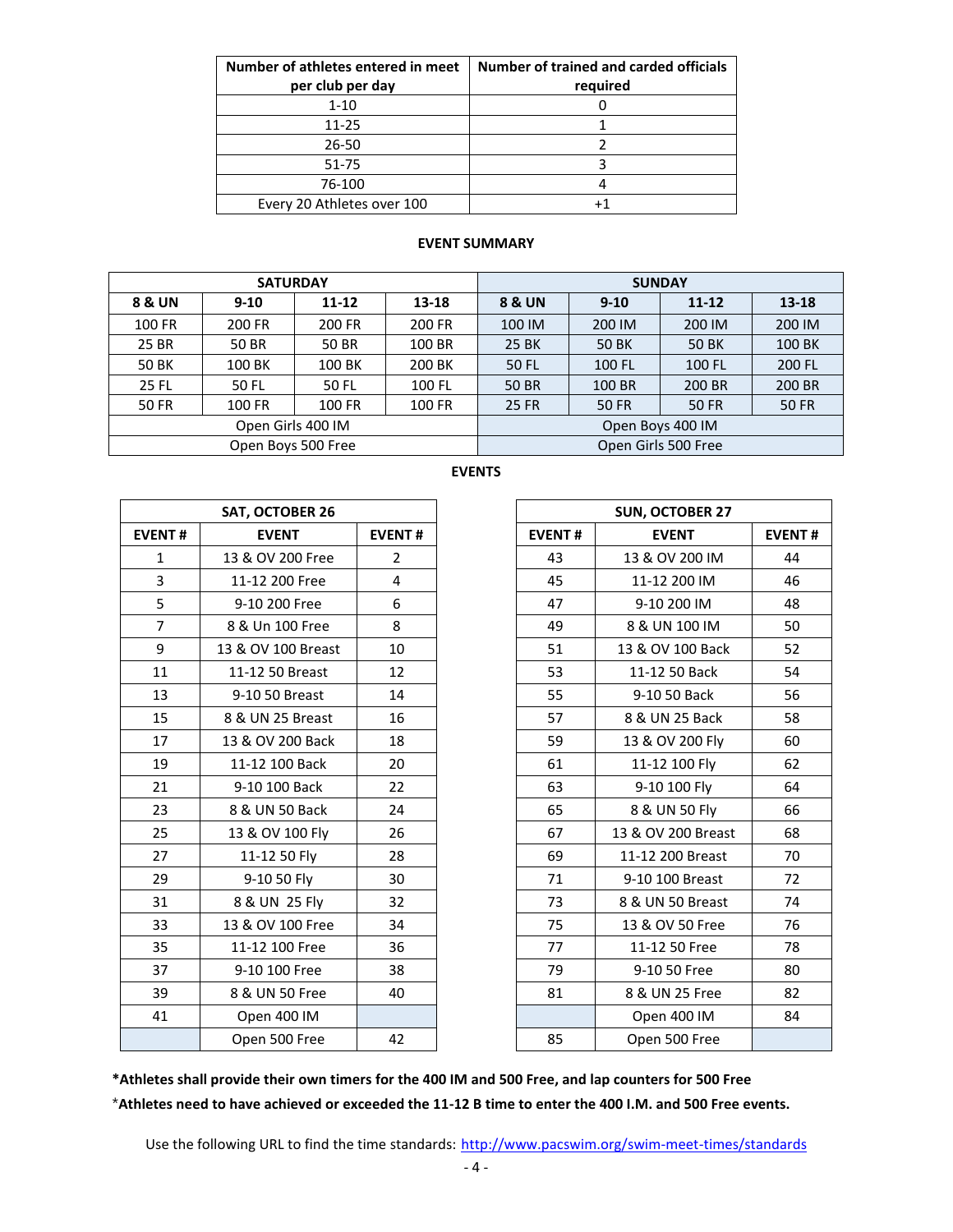| Number of athletes entered in meet per club per day | Number of trained and carded officials required |
|---|---|
| 1-10 | 0 |
| 11-25 | 1 |
| 26-50 | 2 |
| 51-75 | 3 |
| 76-100 | 4 |
| Every 20 Athletes over 100 | +1 |

**EVENT SUMMARY**

| SATURDAY | | | | SUNDAY | | | |
|---|---|---|---|---|---|---|---|
| **8 & UN** | **9-10** | **11-12** | **13-18** | **8 & UN** | **9-10** | **11-12** | **13-18** |
| 100 FR | 200 FR | 200 FR | 200 FR | 100 IM | 200 IM | 200 IM | 200 IM |
| 25 BR | 50 BR | 50 BR | 100 BR | 25 BK | 50 BK | 50 BK | 100 BK |
| 50 BK | 100 BK | 100 BK | 200 BK | 50 FL | 100 FL | 100 FL | 200 FL |
| 25 FL | 50 FL | 50 FL | 100 FL | 50 BR | 100 BR | 200 BR | 200 BR |
| 50 FR | 100 FR | 100 FR | 100 FR | 25 FR | 50 FR | 50 FR | 50 FR |
| Open Girls 400 IM | | | | Open Boys 400 IM | | | |
| Open Boys 500 Free | | | | Open Girls 500 Free | | | |

**EVENTS**

| SAT, OCTOBER 26 | | |
|---|---|---|
| **EVENT #** | **EVENT** | **EVENT #** |
| 1 | 13 & OV 200 Free | 2 |
| 3 | 11-12 200 Free | 4 |
| 5 | 9-10 200 Free | 6 |
| 7 | 8 & Un 100 Free | 8 |
| 9 | 13 & OV 100 Breast | 10 |
| 11 | 11-12 50 Breast | 12 |
| 13 | 9-10 50 Breast | 14 |
| 15 | 8 & UN 25 Breast | 16 |
| 17 | 13 & OV 200 Back | 18 |
| 19 | 11-12 100 Back | 20 |
| 21 | 9-10 100 Back | 22 |
| 23 | 8 & UN 50 Back | 24 |
| 25 | 13 & OV 100 Fly | 26 |
| 27 | 11-12 50 Fly | 28 |
| 29 | 9-10 50 Fly | 30 |
| 31 | 8 & UN 25 Fly | 32 |
| 33 | 13 & OV 100 Free | 34 |
| 35 | 11-12 100 Free | 36 |
| 37 | 9-10 100 Free | 38 |
| 39 | 8 & UN 50 Free | 40 |
| 41 | Open 400 IM | |
| | Open 500 Free | 42 |

| SUN, OCTOBER 27 | | |
|---|---|---|
| **EVENT #** | **EVENT** | **EVENT #** |
| 43 | 13 & OV 200 IM | 44 |
| 45 | 11-12 200 IM | 46 |
| 47 | 9-10 200 IM | 48 |
| 49 | 8 & UN 100 IM | 50 |
| 51 | 13 & OV 100 Back | 52 |
| 53 | 11-12 50 Back | 54 |
| 55 | 9-10 50 Back | 56 |
| 57 | 8 & UN 25 Back | 58 |
| 59 | 13 & OV 200 Fly | 60 |
| 61 | 11-12 100 Fly | 62 |
| 63 | 9-10 100 Fly | 64 |
| 65 | 8 & UN 50 Fly | 66 |
| 67 | 13 & OV 200 Breast | 68 |
| 69 | 11-12 200 Breast | 70 |
| 71 | 9-10 100 Breast | 72 |
| 73 | 8 & UN 50 Breast | 74 |
| 75 | 13 & OV 50 Free | 76 |
| 77 | 11-12 50 Free | 78 |
| 79 | 9-10 50 Free | 80 |
| 81 | 8 & UN 25 Free | 82 |
| | Open 400 IM | 84 |
| 85 | Open 500 Free | |

**\*Athletes shall provide their own timers for the 400 IM and 500 Free, and lap counters for 500 Free**

\***Athletes need to have achieved or exceeded the 11-12 B time to enter the 400 I.M. and 500 Free events.**

Use the following URL to find the time standards: http://www.pacswim.org/swim-meet-times/standards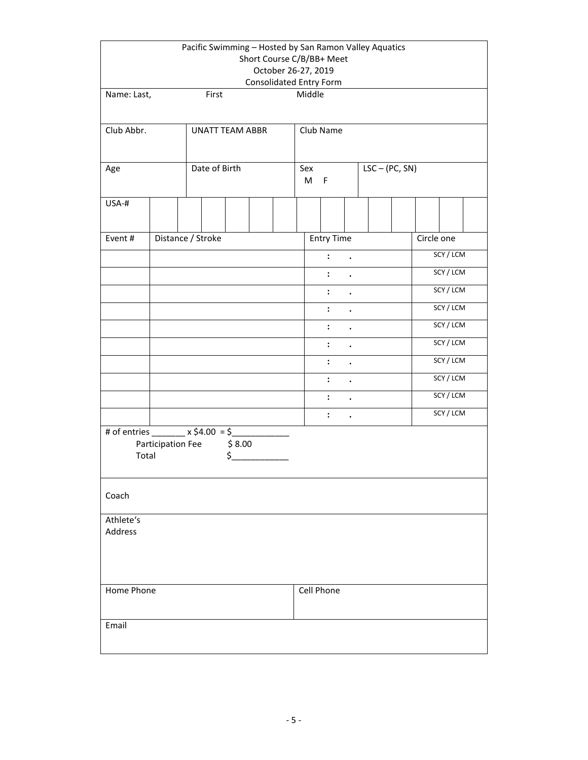Pacific Swimming – Hosted by San Ramon Valley Aquatics

Short Course C/B/BB+ Meet

October 26-27, 2019

Consolidated Entry Form

| Name: Last, | First | Middle | |
|---|---|---|---|
| Club Abbr. | UNATT TEAM ABBR | Club Name | |
| Age | Date of Birth | Sex M F | LSC – (PC, SN) |

| USA-# | | | | | | | | | | | | | | |
|---|---|---|---|---|---|---|---|---|---|---|---|---|---|---|

| Event # | Distance / Stroke | Entry Time | Circle one |
|---|---|---|---|
| | | : . | SCY / LCM |
| | | : . | SCY / LCM |
| | | : . | SCY / LCM |
| | | : . | SCY / LCM |
| | | : . | SCY / LCM |
| | | : . | SCY / LCM |
| | | : . | SCY / LCM |
| | | : . | SCY / LCM |
| | | : . | SCY / LCM |
| | | : . | SCY / LCM |

# of entries _______ x $4.00 = $____________

Participation Fee $ 8.00

Total $____________

Coach

Athlete's Address

| Home Phone | Cell Phone |
|---|---|
| | |

Email